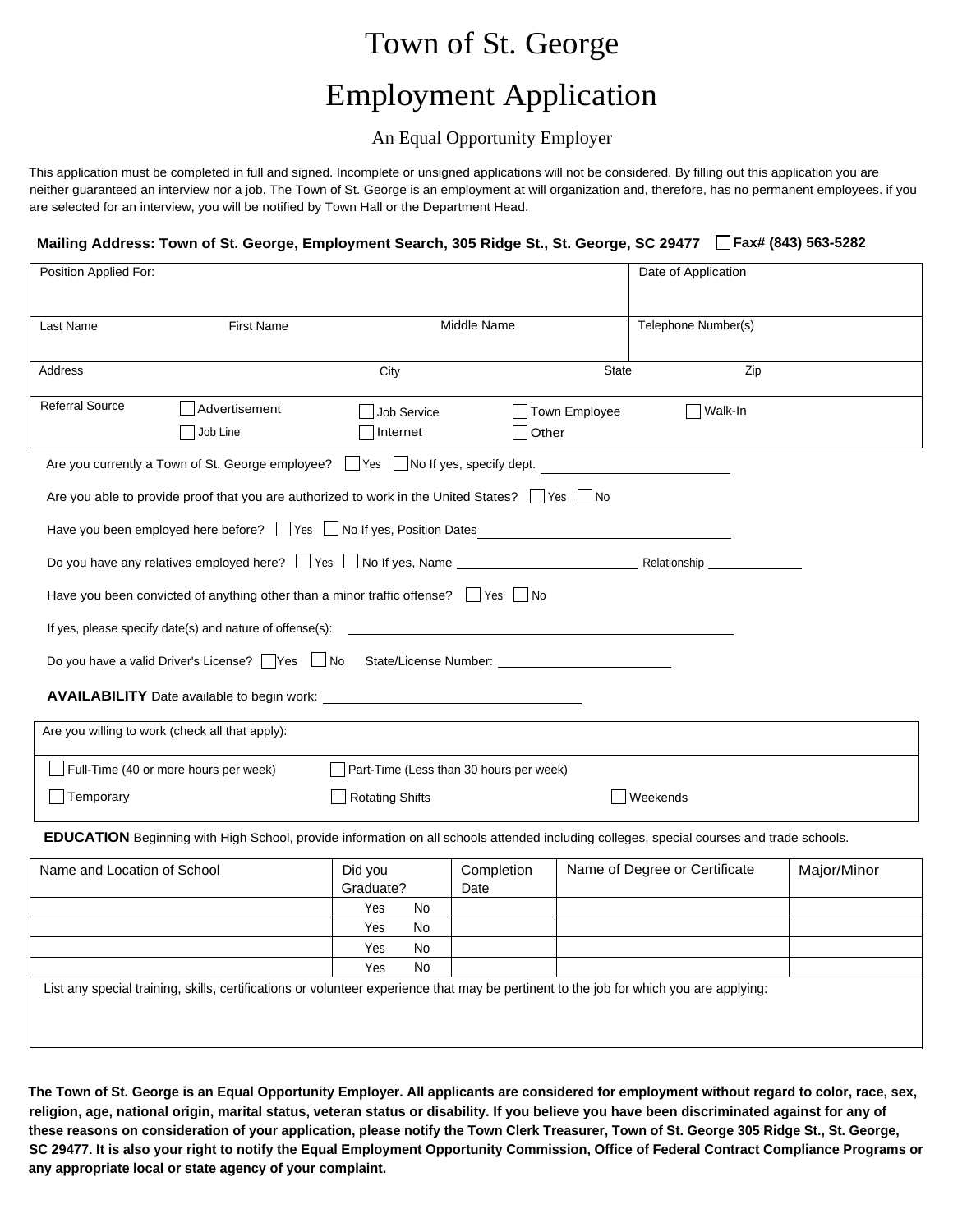# Town of St. George

# Employment Application

An Equal Opportunity Employer

This application must be completed in full and signed. Incomplete or unsigned applications will not be considered. By filling out this application you are neither guaranteed an interview nor a job. The Town of St. George is an employment at will organization and, therefore, has no permanent employees. if you are selected for an interview, you will be notified by Town Hall or the Department Head.

**Mailing Address: Town of St. George, Employment Search, 305 Ridge St., St. George, SC 29477** ☐ **Fax# (843) 563-5282**

| Position Applied For: | | | Date of Application | |
|---|---|---|---|---|
| Last Name | First Name | Middle Name | Telephone Number(s) | |
| Address | City | State | Zip | |
| Referral Source | ☐ Advertisement ☐ Job Line | ☐ Job Service ☐ Internet | ☐ Town Employee ☐ Other | ☐ Walk-In |

Are you currently a Town of St. George employee? ☐ Yes ☐ No If yes, specify dept. ____________________

Are you able to provide proof that you are authorized to work in the United States? ☐ Yes ☐ No

Have you been employed here before? ☐ Yes ☐ No If yes, Position Dates ____________________

Do you have any relatives employed here? ☐ Yes ☐ No If yes, Name ____________________ Relationship ____________

Have you been convicted of anything other than a minor traffic offense? ☐ Yes ☐ No

If yes, please specify date(s) and nature of offense(s): ____________________

Do you have a valid Driver's License? ☐ Yes ☐ No State/License Number: ____________________

**AVAILABILITY** Date available to begin work: ____________________

| Are you willing to work (check all that apply): | | |
|---|---|---|
| ☐ Full-Time (40 or more hours per week) | ☐ Part-Time (Less than 30 hours per week) | |
| ☐ Temporary | ☐ Rotating Shifts | ☐ Weekends |

**EDUCATION** Beginning with High School, provide information on all schools attended including colleges, special courses and trade schools.

| Name and Location of School | Did you Graduate? | Completion Date | Name of Degree or Certificate | Major/Minor |
|---|---|---|---|---|
| | Yes No | | | |
| | Yes No | | | |
| | Yes No | | | |
| | Yes No | | | |

List any special training, skills, certifications or volunteer experience that may be pertinent to the job for which you are applying:

**The Town of St. George is an Equal Opportunity Employer. All applicants are considered for employment without regard to color, race, sex, religion, age, national origin, marital status, veteran status or disability. If you believe you have been discriminated against for any of these reasons on consideration of your application, please notify the Town Clerk Treasurer, Town of St. George 305 Ridge St., St. George, SC 29477. It is also your right to notify the Equal Employment Opportunity Commission, Office of Federal Contract Compliance Programs or any appropriate local or state agency of your complaint.**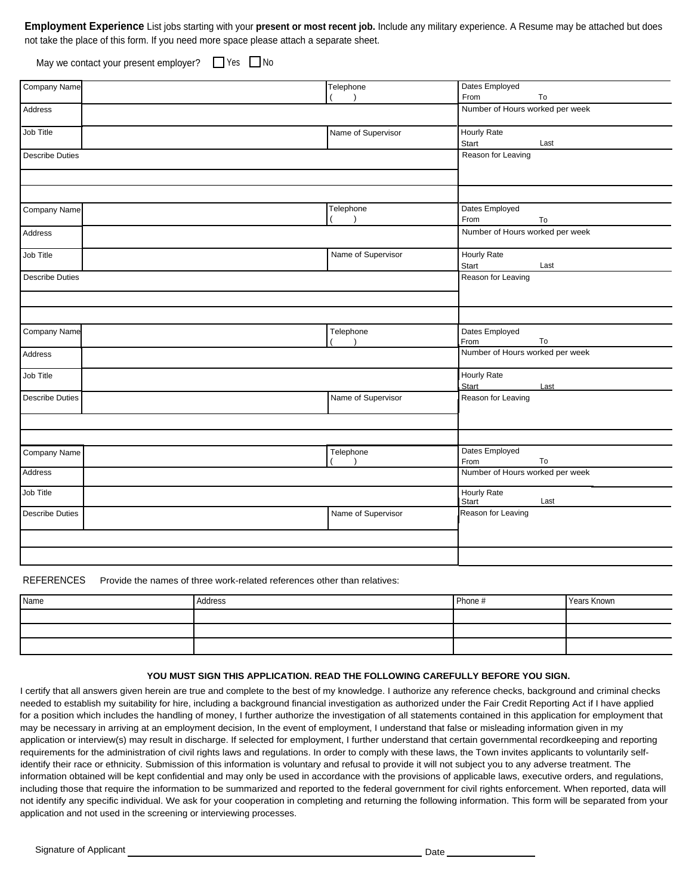**Employment Experience** List jobs starting with your **present or most recent job.** Include any military experience. A Resume may be attached but does not take the place of this form. If you need more space please attach a separate sheet.

May we contact your present employer? ☐ Yes ☐ No

| Company Name | | Telephone ( ) | Dates Employed From To |
|---|---|---|---|
| Address | | | Number of Hours worked per week |
| Job Title | | Name of Supervisor | Hourly Rate Start Last |
| Describe Duties | | | Reason for Leaving |
| | | | |
| | | | |

| Company Name | | Telephone ( ) | Dates Employed From To |
|---|---|---|---|
| Address | | | Number of Hours worked per week |
| Job Title | | Name of Supervisor | Hourly Rate Start Last |
| Describe Duties | | | Reason for Leaving |
| | | | |
| | | | |

| Company Name | | Telephone ( ) | Dates Employed From To |
|---|---|---|---|
| Address | | | Number of Hours worked per week |
| Job Title | | | Hourly Rate Start Last |
| Describe Duties | | Name of Supervisor | Reason for Leaving |
| | | | |
| | | | |

| Company Name | | Telephone ( ) | Dates Employed From To |
|---|---|---|---|
| Address | | | Number of Hours worked per week |
| Job Title | | | Hourly Rate Start Last |
| Describe Duties | | Name of Supervisor | Reason for Leaving |
| | | | |
| | | | |

REFERENCES Provide the names of three work-related references other than relatives:

| Name | Address | Phone # | Years Known |
|---|---|---|---|
| | | | |
| | | | |
| | | | |

**YOU MUST SIGN THIS APPLICATION. READ THE FOLLOWING CAREFULLY BEFORE YOU SIGN.**

I certify that all answers given herein are true and complete to the best of my knowledge. I authorize any reference checks, background and criminal checks needed to establish my suitability for hire, including a background financial investigation as authorized under the Fair Credit Reporting Act if I have applied for a position which includes the handling of money, I further authorize the investigation of all statements contained in this application for employment that may be necessary in arriving at an employment decision, In the event of employment, I understand that false or misleading information given in my application or interview(s) may result in discharge. If selected for employment, I further understand that certain governmental recordkeeping and reporting requirements for the administration of civil rights laws and regulations. In order to comply with these laws, the Town invites applicants to voluntarily self-identify their race or ethnicity. Submission of this information is voluntary and refusal to provide it will not subject you to any adverse treatment. The information obtained will be kept confidential and may only be used in accordance with the provisions of applicable laws, executive orders, and regulations, including those that require the information to be summarized and reported to the federal government for civil rights enforcement. When reported, data will not identify any specific individual. We ask for your cooperation in completing and returning the following information. This form will be separated from your application and not used in the screening or interviewing processes.

Signature of Applicant ______________________________ Date ______________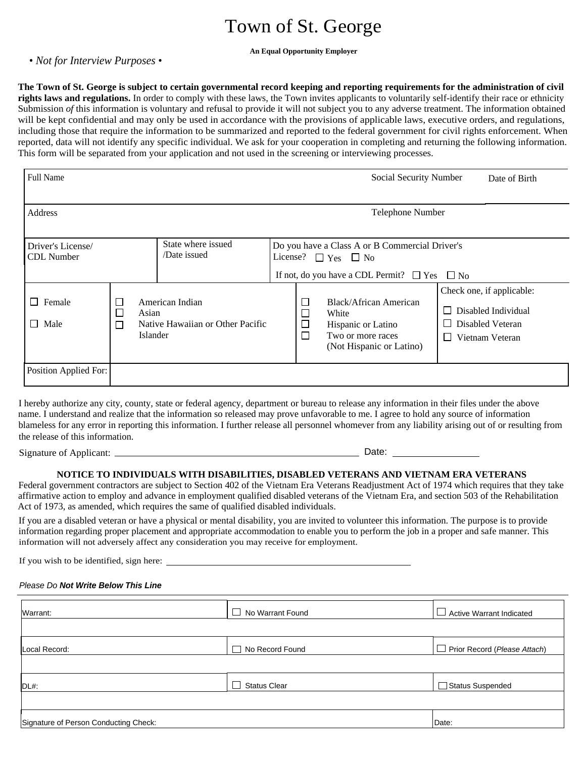# Town of St. George

**An Equal Opportunity Employer**

*• Not for Interview Purposes •*

**The Town of St. George is subject to certain governmental record keeping and reporting requirements for the administration of civil rights laws and regulations.** In order to comply with these laws, the Town invites applicants to voluntarily self-identify their race or ethnicity Submission *of* this information is voluntary and refusal to provide it will not subject you to any adverse treatment. The information obtained will be kept confidential and may only be used in accordance with the provisions of applicable laws, executive orders, and regulations, including those that require the information to be summarized and reported to the federal government for civil rights enforcement. When reported, data will not identify any specific individual. We ask for your cooperation in completing and returning the following information. This form will be separated from your application and not used in the screening or interviewing processes.

| | | | | |
|---|---|---|---|---|
| Full Name | | | Social Security Number | Date of Birth |
| Address | | | Telephone Number | |
| Driver's License/ CDL Number | State where issued /Date issued | Do you have a Class A or B Commercial Driver's License? ☐ Yes ☐ No<br>If not, do you have a CDL Permit? ☐ Yes ☐ No | | |
| ☐ Female<br>☐ Male | ☐ American Indian<br>☐ Asian<br>☐ Native Hawaiian or Other Pacific Islander | ☐ Black/African American<br>☐ White<br>☐ Hispanic or Latino<br>☐ Two or more races (Not Hispanic or Latino) | Check one, if applicable:<br>☐ Disabled Individual<br>☐ Disabled Veteran<br>☐ Vietnam Veteran | |
| Position Applied For: | | | | |

I hereby authorize any city, county, state or federal agency, department or bureau to release any information in their files under the above name. I understand and realize that the information so released may prove unfavorable to me. I agree to hold any source of information blameless for any error in reporting this information. I further release all personnel whomever from any liability arising out of or resulting from the release of this information.

Signature of Applicant: ______________________________ Date: ______________

**NOTICE TO INDIVIDUALS WITH DISABILITIES, DISABLED VETERANS AND VIETNAM ERA VETERANS**

Federal government contractors are subject to Section 402 of the Vietnam Era Veterans Readjustment Act of 1974 which requires that they take affirmative action to employ and advance in employment qualified disabled veterans of the Vietnam Era, and section 503 of the Rehabilitation Act of 1973, as amended, which requires the same of qualified disabled individuals.

If you are a disabled veteran or have a physical or mental disability, you are invited to volunteer this information. The purpose is to provide information regarding proper placement and appropriate accommodation to enable you to perform the job in a proper and safe manner. This information will not adversely affect any consideration you may receive for employment.

If you wish to be identified, sign here: ______________________________

*Please Do **Not Write Below This Line***

| | | |
|---|---|---|
| Warrant: | ☐ No Warrant Found | ☐ Active Warrant Indicated |
| | | |
| Local Record: | ☐ No Record Found | ☐ Prior Record (*Please Attach*) |
| | | |
| DL#: | ☐ Status Clear | ☐ Status Suspended |
| | | |
| Signature of Person Conducting Check: | | Date: |